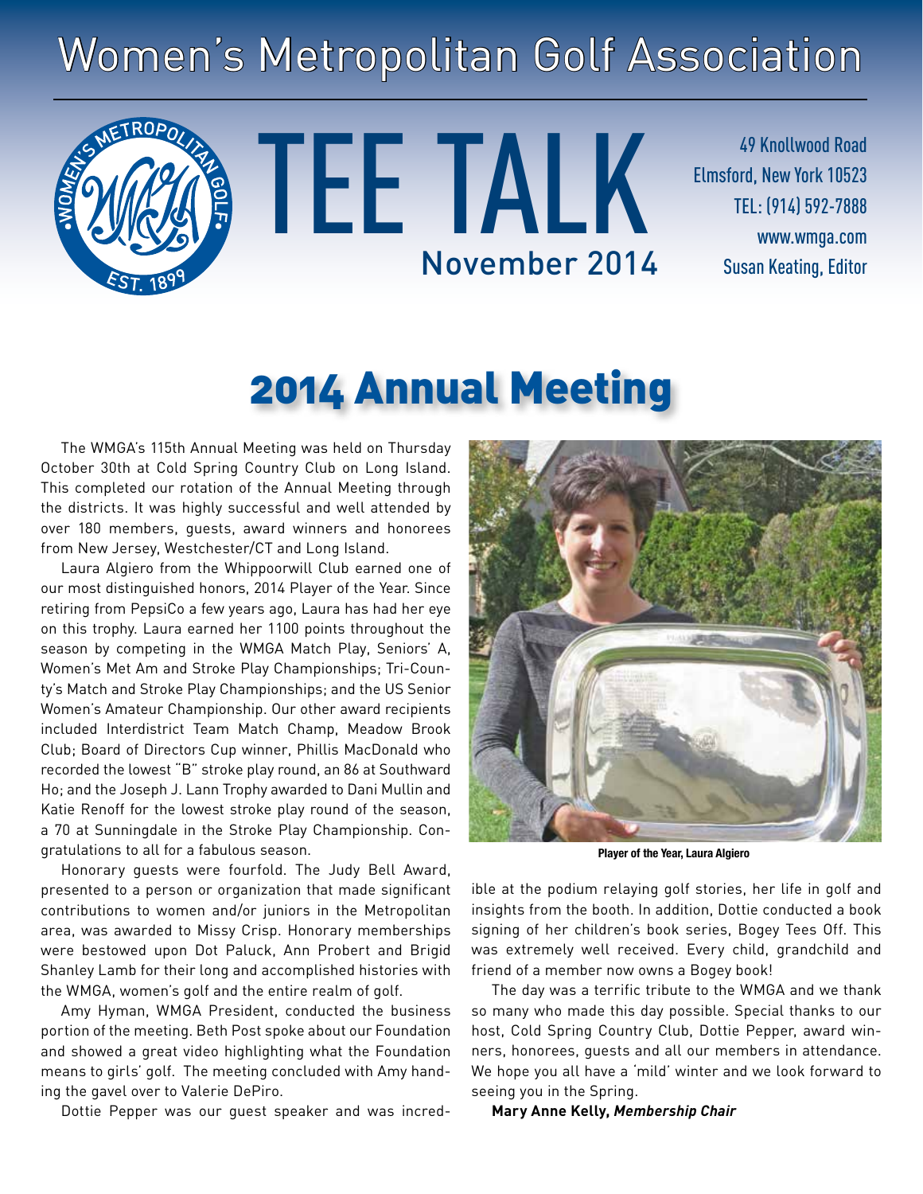# Women's Metropolitan Golf Association

# TEE TALK

November 2014

49 Knollwood Road
Elmsford, New York 10523
TEL: (914) 592-7888
www.wmga.com
Susan Keating, Editor

## 2014 Annual Meeting

The WMGA's 115th Annual Meeting was held on Thursday October 30th at Cold Spring Country Club on Long Island. This completed our rotation of the Annual Meeting through the districts. It was highly successful and well attended by over 180 members, guests, award winners and honorees from New Jersey, Westchester/CT and Long Island.

Laura Algiero from the Whippoorwill Club earned one of our most distinguished honors, 2014 Player of the Year. Since retiring from PepsiCo a few years ago, Laura has had her eye on this trophy. Laura earned her 1100 points throughout the season by competing in the WMGA Match Play, Seniors' A, Women's Met Am and Stroke Play Championships; Tri-County's Match and Stroke Play Championships; and the US Senior Women's Amateur Championship. Our other award recipients included Interdistrict Team Match Champ, Meadow Brook Club; Board of Directors Cup winner, Phillis MacDonald who recorded the lowest "B" stroke play round, an 86 at Southward Ho; and the Joseph J. Lann Trophy awarded to Dani Mullin and Katie Renoff for the lowest stroke play round of the season, a 70 at Sunningdale in the Stroke Play Championship. Congratulations to all for a fabulous season.

Honorary guests were fourfold. The Judy Bell Award, presented to a person or organization that made significant contributions to women and/or juniors in the Metropolitan area, was awarded to Missy Crisp. Honorary memberships were bestowed upon Dot Paluck, Ann Probert and Brigid Shanley Lamb for their long and accomplished histories with the WMGA, women's golf and the entire realm of golf.

Amy Hyman, WMGA President, conducted the business portion of the meeting. Beth Post spoke about our Foundation and showed a great video highlighting what the Foundation means to girls' golf. The meeting concluded with Amy handing the gavel over to Valerie DePiro.

Dottie Pepper was our guest speaker and was incredible at the podium relaying golf stories, her life in golf and insights from the booth. In addition, Dottie conducted a book signing of her children's book series, Bogey Tees Off. This was extremely well received. Every child, grandchild and friend of a member now owns a Bogey book!

**Player of the Year, Laura Algiero**

The day was a terrific tribute to the WMGA and we thank so many who made this day possible. Special thanks to our host, Cold Spring Country Club, Dottie Pepper, award winners, honorees, guests and all our members in attendance. We hope you all have a 'mild' winter and we look forward to seeing you in the Spring.

**Mary Anne Kelly, *Membership Chair***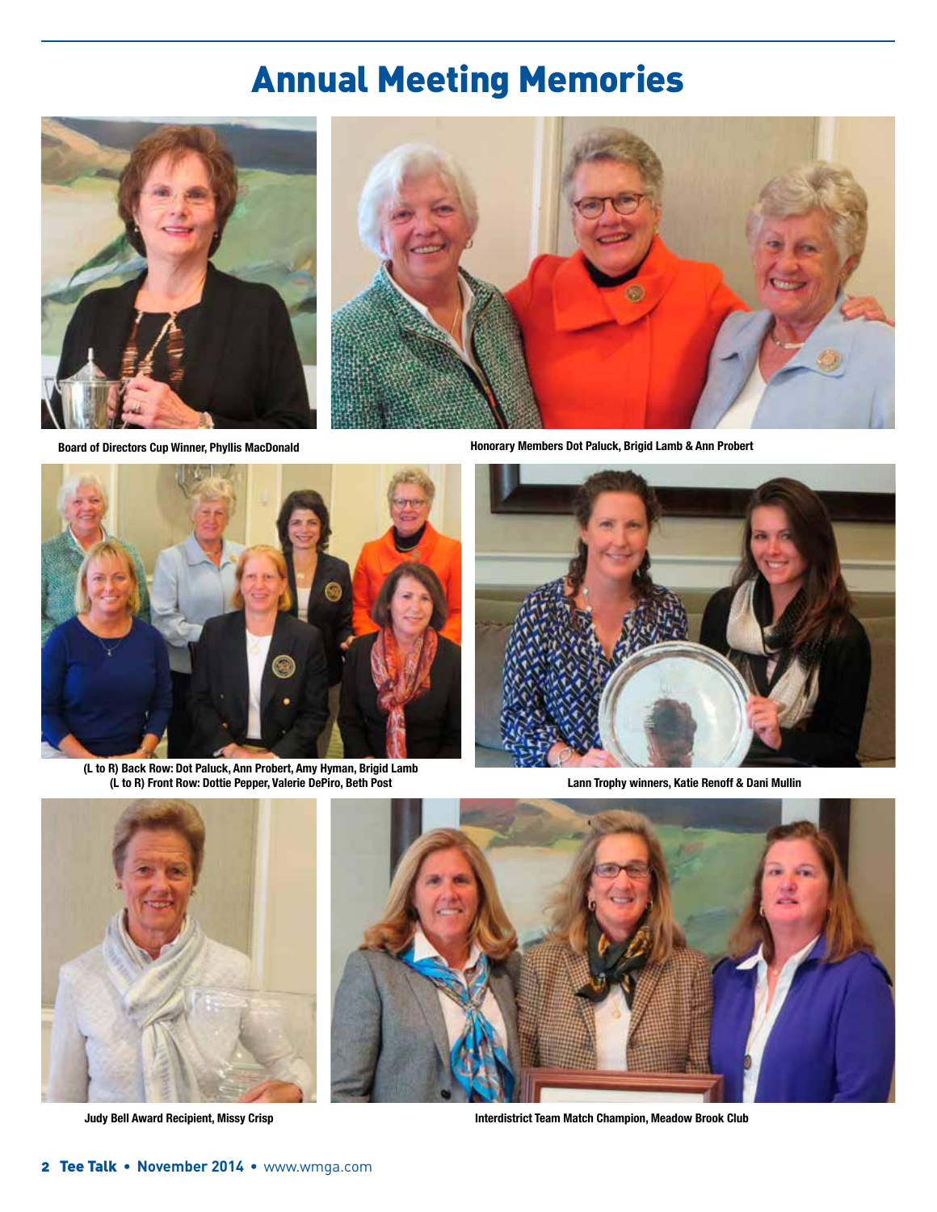# Annual Meeting Memories

**Board of Directors Cup Winner, Phyllis MacDonald**

**Honorary Members Dot Paluck, Brigid Lamb & Ann Probert**

**(L to R) Back Row: Dot Paluck, Ann Probert, Amy Hyman, Brigid Lamb**
**(L to R) Front Row: Dottie Pepper, Valerie DePiro, Beth Post**

**Lann Trophy winners, Katie Renoff & Dani Mullin**

**Judy Bell Award Recipient, Missy Crisp**

**Interdistrict Team Match Champion, Meadow Brook Club**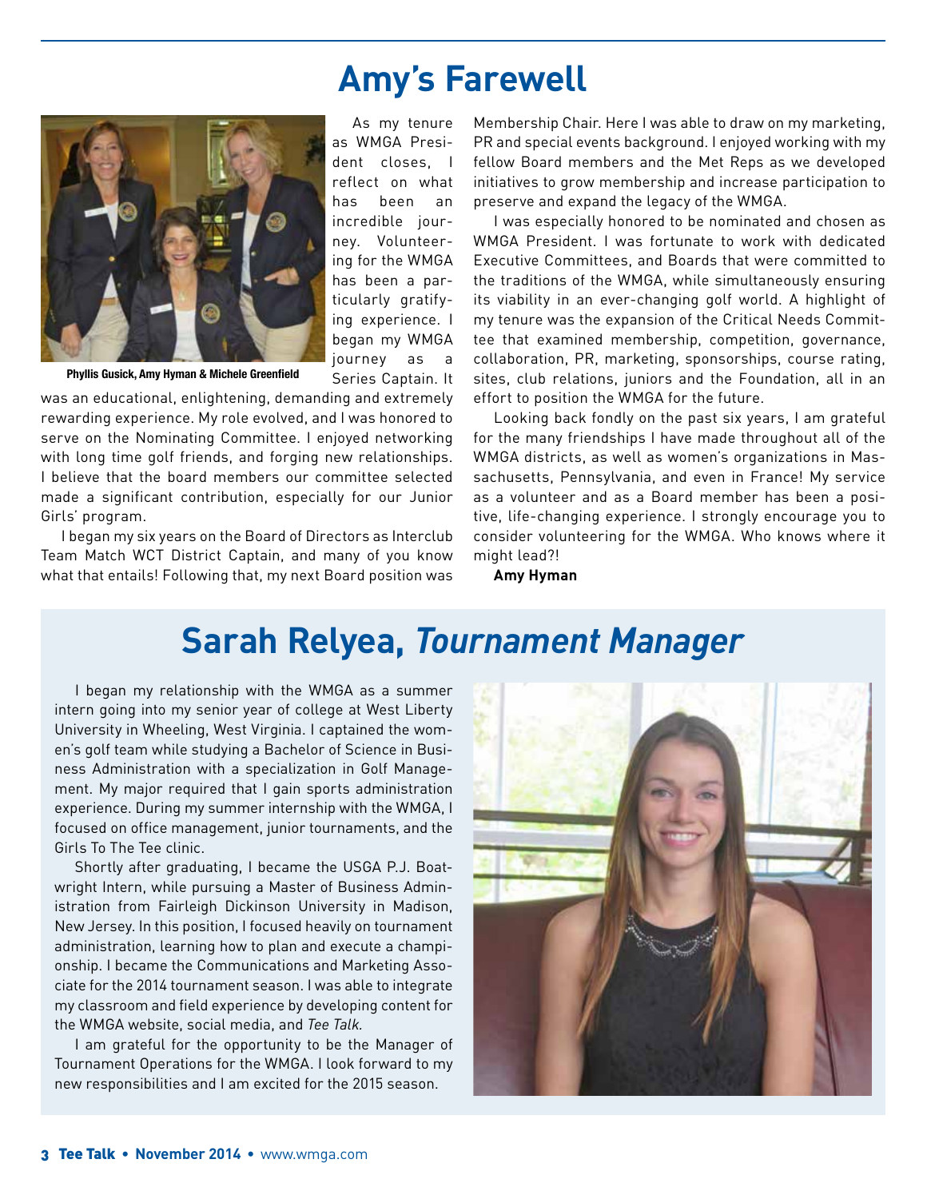# Amy's Farewell

Phyllis Gusick, Amy Hyman & Michele Greenfield

As my tenure as WMGA President closes, I reflect on what has been an incredible journey. Volunteering for the WMGA has been a particularly gratifying experience. I began my WMGA journey as a Series Captain. It was an educational, enlightening, demanding and extremely rewarding experience. My role evolved, and I was honored to serve on the Nominating Committee. I enjoyed networking with long time golf friends, and forging new relationships. I believe that the board members our committee selected made a significant contribution, especially for our Junior Girls' program.

I began my six years on the Board of Directors as Interclub Team Match WCT District Captain, and many of you know what that entails! Following that, my next Board position was Membership Chair. Here I was able to draw on my marketing, PR and special events background. I enjoyed working with my fellow Board members and the Met Reps as we developed initiatives to grow membership and increase participation to preserve and expand the legacy of the WMGA.

I was especially honored to be nominated and chosen as WMGA President. I was fortunate to work with dedicated Executive Committees, and Boards that were committed to the traditions of the WMGA, while simultaneously ensuring its viability in an ever-changing golf world. A highlight of my tenure was the expansion of the Critical Needs Committee that examined membership, competition, governance, collaboration, PR, marketing, sponsorships, course rating, sites, club relations, juniors and the Foundation, all in an effort to position the WMGA for the future.

Looking back fondly on the past six years, I am grateful for the many friendships I have made throughout all of the WMGA districts, as well as women's organizations in Massachusetts, Pennsylvania, and even in France! My service as a volunteer and as a Board member has been a positive, life-changing experience. I strongly encourage you to consider volunteering for the WMGA. Who knows where it might lead?!

**Amy Hyman**

# Sarah Relyea, *Tournament Manager*

I began my relationship with the WMGA as a summer intern going into my senior year of college at West Liberty University in Wheeling, West Virginia. I captained the women's golf team while studying a Bachelor of Science in Business Administration with a specialization in Golf Management. My major required that I gain sports administration experience. During my summer internship with the WMGA, I focused on office management, junior tournaments, and the Girls To The Tee clinic.

Shortly after graduating, I became the USGA P.J. Boatwright Intern, while pursuing a Master of Business Administration from Fairleigh Dickinson University in Madison, New Jersey. In this position, I focused heavily on tournament administration, learning how to plan and execute a championship. I became the Communications and Marketing Associate for the 2014 tournament season. I was able to integrate my classroom and field experience by developing content for the WMGA website, social media, and *Tee Talk.*

I am grateful for the opportunity to be the Manager of Tournament Operations for the WMGA. I look forward to my new responsibilities and I am excited for the 2015 season.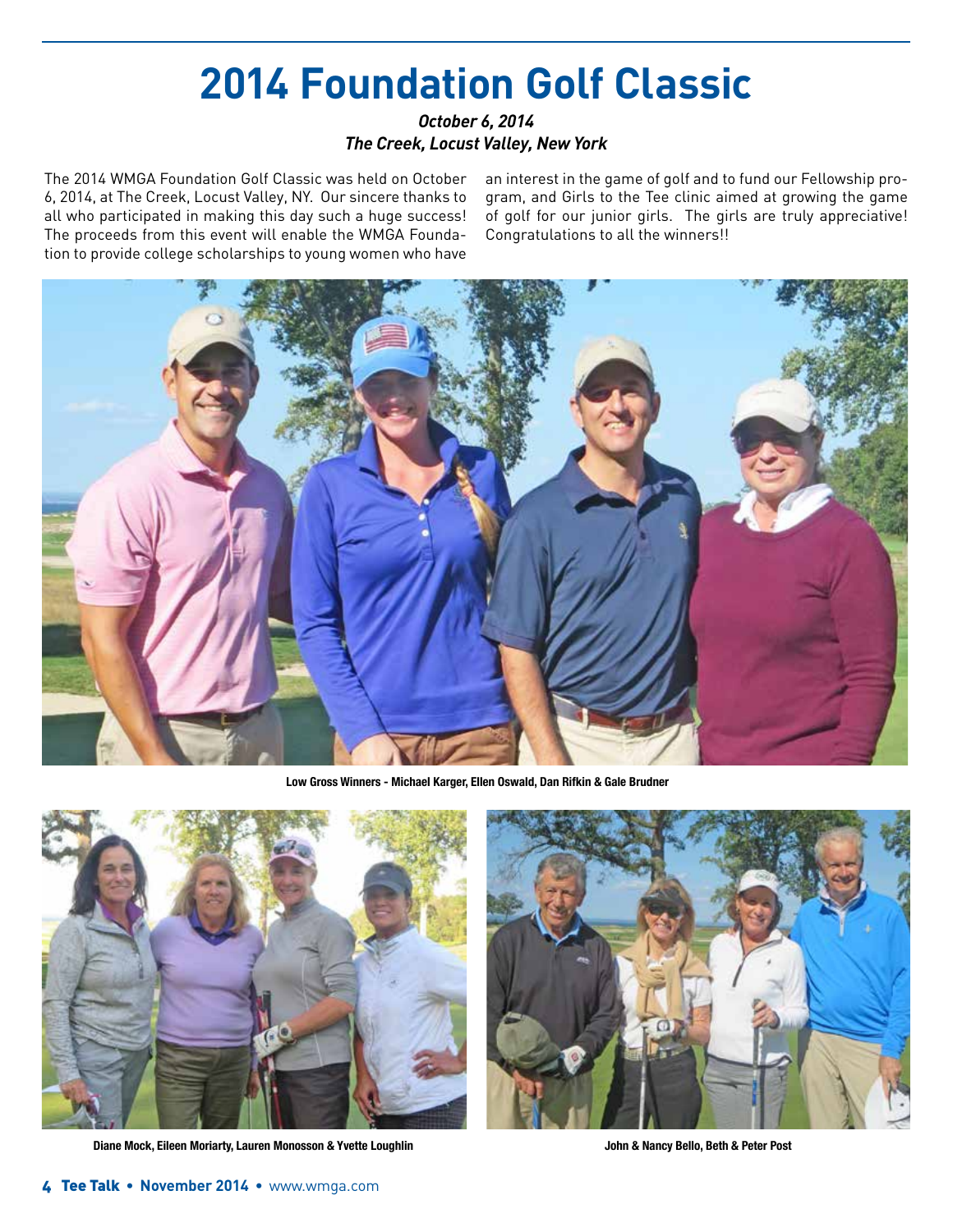# 2014 Foundation Golf Classic

***October 6, 2014***
***The Creek, Locust Valley, New York***

The 2014 WMGA Foundation Golf Classic was held on October 6, 2014, at The Creek, Locust Valley, NY. Our sincere thanks to all who participated in making this day such a huge success! The proceeds from this event will enable the WMGA Foundation to provide college scholarships to young women who have an interest in the game of golf and to fund our Fellowship program, and Girls to the Tee clinic aimed at growing the game of golf for our junior girls. The girls are truly appreciative! Congratulations to all the winners!!

**Low Gross Winners - Michael Karger, Ellen Oswald, Dan Rifkin & Gale Brudner**

**Diane Mock, Eileen Moriarty, Lauren Monosson & Yvette Loughlin**

**John & Nancy Bello, Beth & Peter Post**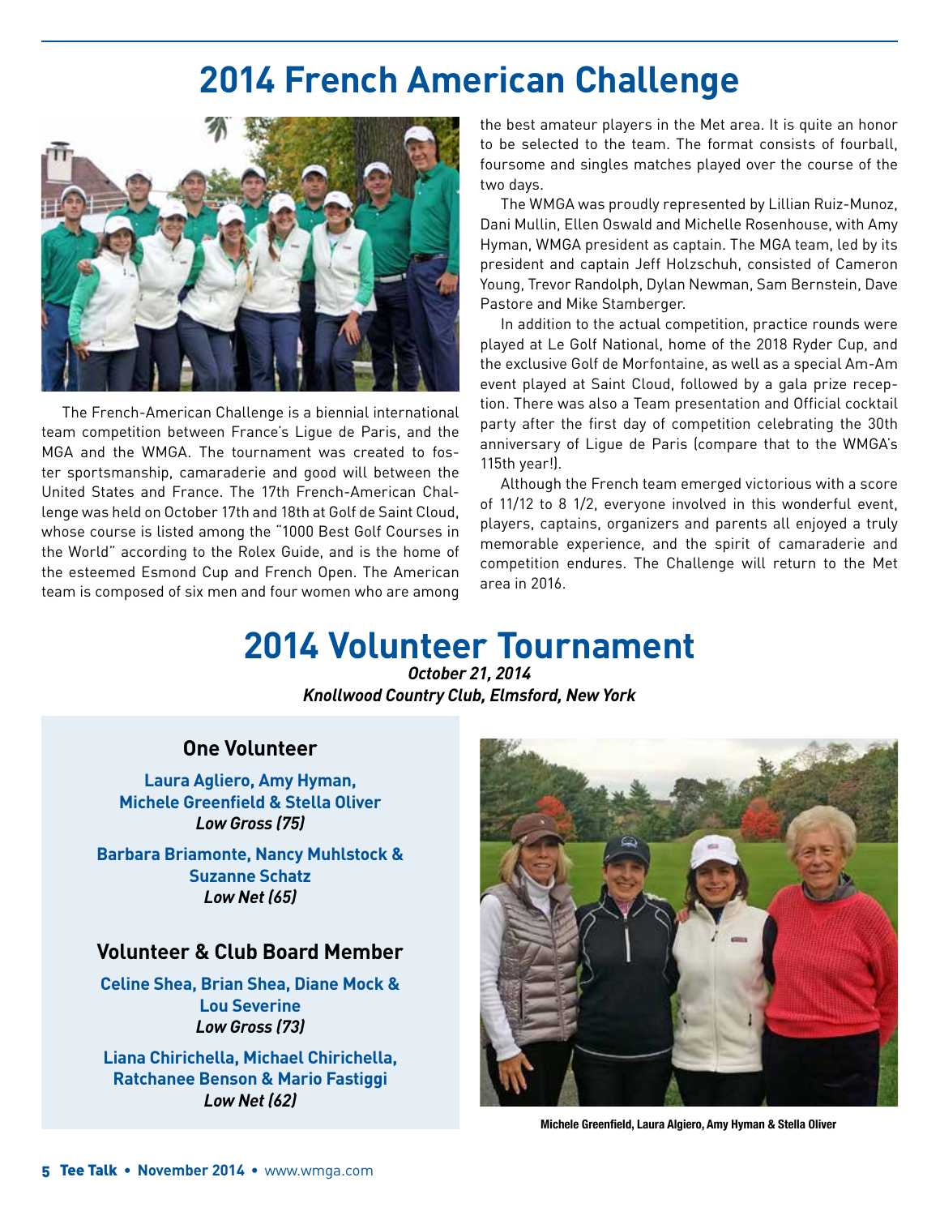# 2014 French American Challenge

The French-American Challenge is a biennial international team competition between France's Ligue de Paris, and the MGA and the WMGA. The tournament was created to foster sportsmanship, camaraderie and good will between the United States and France. The 17th French-American Challenge was held on October 17th and 18th at Golf de Saint Cloud, whose course is listed among the "1000 Best Golf Courses in the World" according to the Rolex Guide, and is the home of the esteemed Esmond Cup and French Open. The American team is composed of six men and four women who are among the best amateur players in the Met area. It is quite an honor to be selected to the team. The format consists of fourball, foursome and singles matches played over the course of the two days.

The WMGA was proudly represented by Lillian Ruiz-Munoz, Dani Mullin, Ellen Oswald and Michelle Rosenhouse, with Amy Hyman, WMGA president as captain. The MGA team, led by its president and captain Jeff Holzschuh, consisted of Cameron Young, Trevor Randolph, Dylan Newman, Sam Bernstein, Dave Pastore and Mike Stamberger.

In addition to the actual competition, practice rounds were played at Le Golf National, home of the 2018 Ryder Cup, and the exclusive Golf de Morfontaine, as well as a special Am-Am event played at Saint Cloud, followed by a gala prize reception. There was also a Team presentation and Official cocktail party after the first day of competition celebrating the 30th anniversary of Ligue de Paris (compare that to the WMGA's 115th year!).

Although the French team emerged victorious with a score of 11/12 to 8 1/2, everyone involved in this wonderful event, players, captains, organizers and parents all enjoyed a truly memorable experience, and the spirit of camaraderie and competition endures. The Challenge will return to the Met area in 2016.

# 2014 Volunteer Tournament

***October 21, 2014***

***Knollwood Country Club, Elmsford, New York***

### One Volunteer

**Laura Agliero, Amy Hyman, Michele Greenfield & Stella Oliver**
***Low Gross (75)***

**Barbara Briamonte, Nancy Muhlstock & Suzanne Schatz**
***Low Net (65)***

### Volunteer & Club Board Member

**Celine Shea, Brian Shea, Diane Mock & Lou Severine**
***Low Gross (73)***

**Liana Chirichella, Michael Chirichella, Ratchanee Benson & Mario Fastiggi**
***Low Net (62)***

**Michele Greenfield, Laura Algiero, Amy Hyman & Stella Oliver**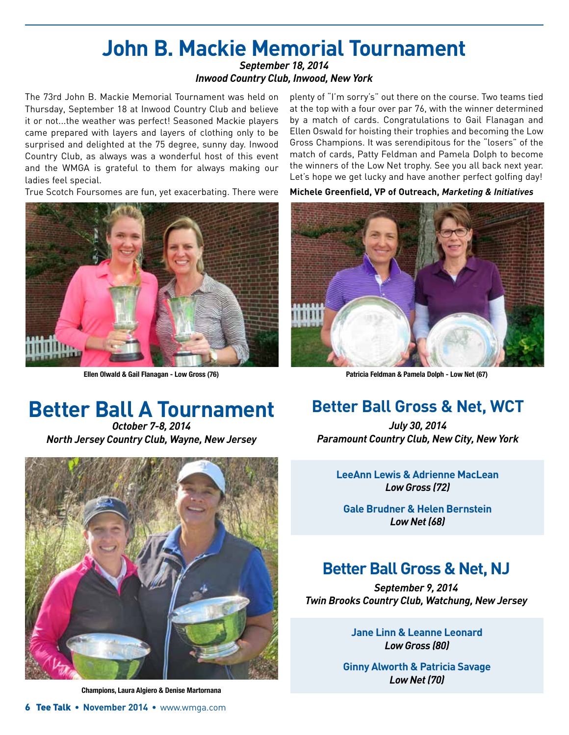# John B. Mackie Memorial Tournament

***September 18, 2014***
***Inwood Country Club, Inwood, New York***

The 73rd John B. Mackie Memorial Tournament was held on Thursday, September 18 at Inwood Country Club and believe it or not...the weather was perfect! Seasoned Mackie players came prepared with layers and layers of clothing only to be surprised and delighted at the 75 degree, sunny day. Inwood Country Club, as always was a wonderful host of this event and the WMGA is grateful to them for always making our ladies feel special.

True Scotch Foursomes are fun, yet exacerbating. There were plenty of "I'm sorry's" out there on the course. Two teams tied at the top with a four over par 76, with the winner determined by a match of cards. Congratulations to Gail Flanagan and Ellen Oswald for hoisting their trophies and becoming the Low Gross Champions. It was serendipitous for the "losers" of the match of cards, Patty Feldman and Pamela Dolph to become the winners of the Low Net trophy. See you all back next year. Let's hope we get lucky and have another perfect golfing day!

**Michele Greenfield, VP of Outreach, *Marketing & Initiatives***

**Ellen Olwald & Gail Flanagan - Low Gross (76)**

**Patricia Feldman & Pamela Dolph - Low Net (67)**

# Better Ball A Tournament

***October 7-8, 2014***
***North Jersey Country Club, Wayne, New Jersey***

**Champions, Laura Algiero & Denise Martornana**

## Better Ball Gross & Net, WCT

***July 30, 2014***
***Paramount Country Club, New City, New York***

**LeeAnn Lewis & Adrienne MacLean**
***Low Gross (72)***

**Gale Brudner & Helen Bernstein**
***Low Net (68)***

## Better Ball Gross & Net, NJ

***September 9, 2014***
***Twin Brooks Country Club, Watchung, New Jersey***

**Jane Linn & Leanne Leonard**
***Low Gross (80)***

**Ginny Alworth & Patricia Savage**
***Low Net (70)***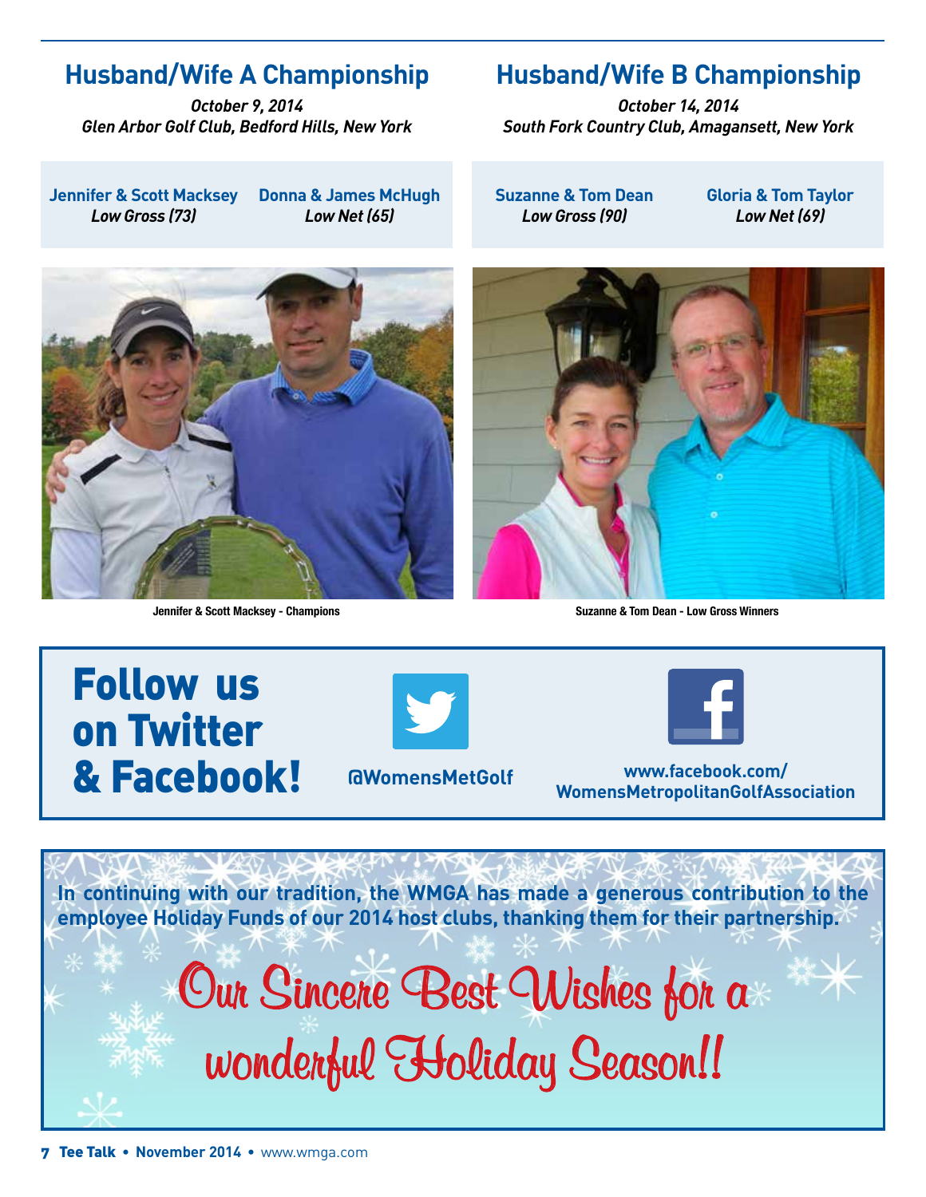## Husband/Wife A Championship

*October 9, 2014*
*Glen Arbor Golf Club, Bedford Hills, New York*

**Jennifer & Scott Macksey**
*Low Gross (73)*

**Donna & James McHugh**
*Low Net (65)*

Jennifer & Scott Macksey - Champions

## Husband/Wife B Championship

*October 14, 2014*
*South Fork Country Club, Amagansett, New York*

**Suzanne & Tom Dean**
*Low Gross (90)*

**Gloria & Tom Taylor**
*Low Net (69)*

Suzanne & Tom Dean - Low Gross Winners

# Follow us on Twitter & Facebook!

**@WomensMetGolf**

**www.facebook.com/WomensMetropolitanGolfAssociation**

**In continuing with our tradition, the WMGA has made a generous contribution to the employee Holiday Funds of our 2014 host clubs, thanking them for their partnership.**

Our Sincere Best Wishes for a wonderful Holiday Season!!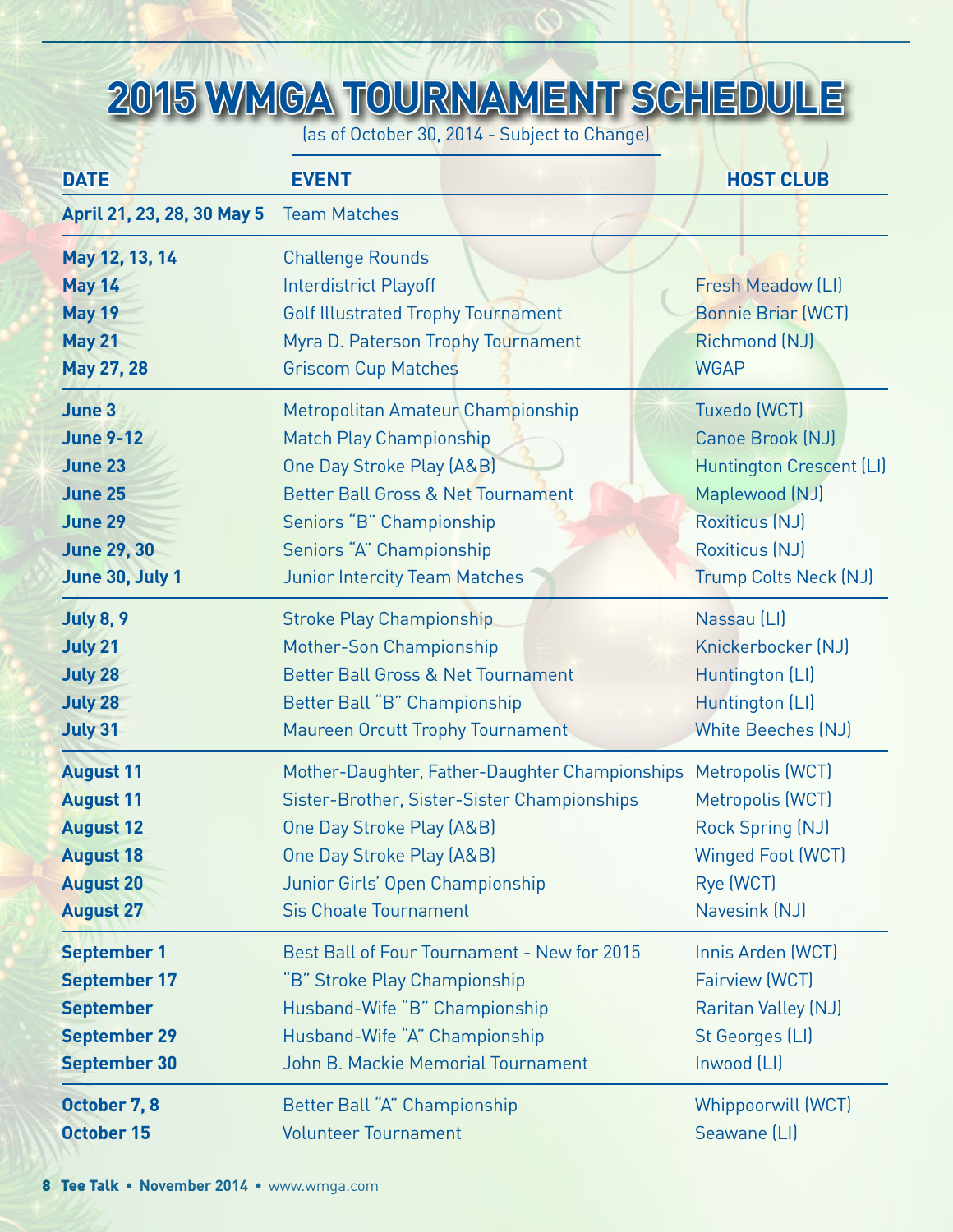# 2015 WMGA TOURNAMENT SCHEDULE

(as of October 30, 2014 - Subject to Change)

| DATE | EVENT | HOST CLUB |
|---|---|---|
| **April 21, 23, 28, 30 May 5** | Team Matches | |
| **May 12, 13, 14** | Challenge Rounds | |
| **May 14** | Interdistrict Playoff | Fresh Meadow (LI) |
| **May 19** | Golf Illustrated Trophy Tournament | Bonnie Briar (WCT) |
| **May 21** | Myra D. Paterson Trophy Tournament | Richmond (NJ) |
| **May 27, 28** | Griscom Cup Matches | WGAP |
| **June 3** | Metropolitan Amateur Championship | Tuxedo (WCT) |
| **June 9-12** | Match Play Championship | Canoe Brook (NJ) |
| **June 23** | One Day Stroke Play (A&B) | Huntington Crescent (LI) |
| **June 25** | Better Ball Gross & Net Tournament | Maplewood (NJ) |
| **June 29** | Seniors "B" Championship | Roxiticus (NJ) |
| **June 29, 30** | Seniors "A" Championship | Roxiticus (NJ) |
| **June 30, July 1** | Junior Intercity Team Matches | Trump Colts Neck (NJ) |
| **July 8, 9** | Stroke Play Championship | Nassau (LI) |
| **July 21** | Mother-Son Championship | Knickerbocker (NJ) |
| **July 28** | Better Ball Gross & Net Tournament | Huntington (LI) |
| **July 28** | Better Ball "B" Championship | Huntington (LI) |
| **July 31** | Maureen Orcutt Trophy Tournament | White Beeches (NJ) |
| **August 11** | Mother-Daughter, Father-Daughter Championships | Metropolis (WCT) |
| **August 11** | Sister-Brother, Sister-Sister Championships | Metropolis (WCT) |
| **August 12** | One Day Stroke Play (A&B) | Rock Spring (NJ) |
| **August 18** | One Day Stroke Play (A&B) | Winged Foot (WCT) |
| **August 20** | Junior Girls' Open Championship | Rye (WCT) |
| **August 27** | Sis Choate Tournament | Navesink (NJ) |
| **September 1** | Best Ball of Four Tournament - New for 2015 | Innis Arden (WCT) |
| **September 17** | "B" Stroke Play Championship | Fairview (WCT) |
| **September** | Husband-Wife "B" Championship | Raritan Valley (NJ) |
| **September 29** | Husband-Wife "A" Championship | St Georges (LI) |
| **September 30** | John B. Mackie Memorial Tournament | Inwood (LI) |
| **October 7, 8** | Better Ball "A" Championship | Whippoorwill (WCT) |
| **October 15** | Volunteer Tournament | Seawane (LI) |